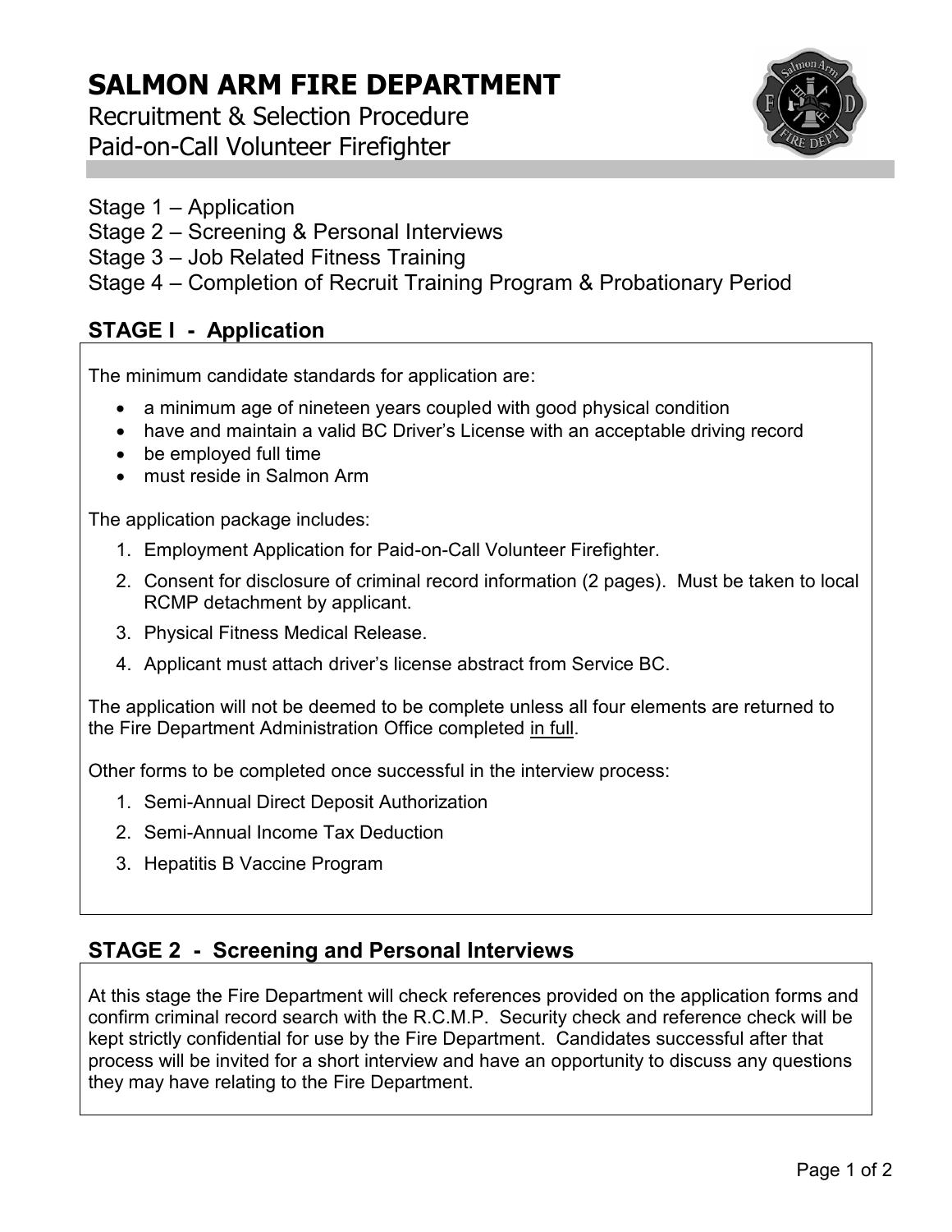# SALMON ARM FIRE DEPARTMENT

Recruitment & Selection Procedure
Paid-on-Call Volunteer Firefighter

Stage 1 – Application
Stage 2 – Screening & Personal Interviews
Stage 3 – Job Related Fitness Training
Stage 4 – Completion of Recruit Training Program & Probationary Period

## STAGE I - Application

The minimum candidate standards for application are:

- a minimum age of nineteen years coupled with good physical condition
- have and maintain a valid BC Driver's License with an acceptable driving record
- be employed full time
- must reside in Salmon Arm

The application package includes:

1. Employment Application for Paid-on-Call Volunteer Firefighter.
2. Consent for disclosure of criminal record information (2 pages). Must be taken to local RCMP detachment by applicant.
3. Physical Fitness Medical Release.
4. Applicant must attach driver's license abstract from Service BC.

The application will not be deemed to be complete unless all four elements are returned to the Fire Department Administration Office completed <u>in full</u>.

Other forms to be completed once successful in the interview process:

1. Semi-Annual Direct Deposit Authorization
2. Semi-Annual Income Tax Deduction
3. Hepatitis B Vaccine Program

## STAGE 2 - Screening and Personal Interviews

At this stage the Fire Department will check references provided on the application forms and confirm criminal record search with the R.C.M.P. Security check and reference check will be kept strictly confidential for use by the Fire Department. Candidates successful after that process will be invited for a short interview and have an opportunity to discuss any questions they may have relating to the Fire Department.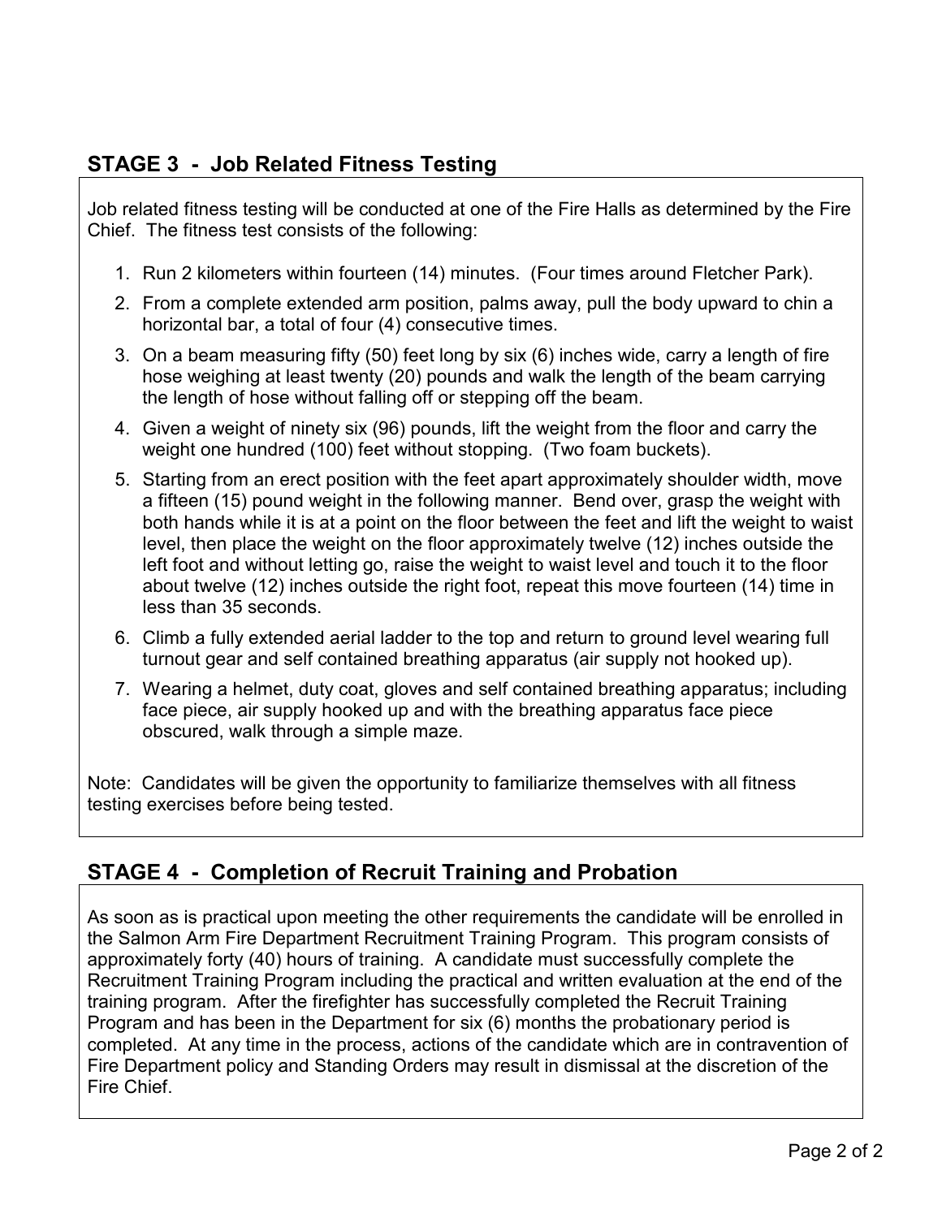## STAGE 3 - Job Related Fitness Testing

Job related fitness testing will be conducted at one of the Fire Halls as determined by the Fire Chief. The fitness test consists of the following:

1. Run 2 kilometers within fourteen (14) minutes. (Four times around Fletcher Park).
2. From a complete extended arm position, palms away, pull the body upward to chin a horizontal bar, a total of four (4) consecutive times.
3. On a beam measuring fifty (50) feet long by six (6) inches wide, carry a length of fire hose weighing at least twenty (20) pounds and walk the length of the beam carrying the length of hose without falling off or stepping off the beam.
4. Given a weight of ninety six (96) pounds, lift the weight from the floor and carry the weight one hundred (100) feet without stopping. (Two foam buckets).
5. Starting from an erect position with the feet apart approximately shoulder width, move a fifteen (15) pound weight in the following manner. Bend over, grasp the weight with both hands while it is at a point on the floor between the feet and lift the weight to waist level, then place the weight on the floor approximately twelve (12) inches outside the left foot and without letting go, raise the weight to waist level and touch it to the floor about twelve (12) inches outside the right foot, repeat this move fourteen (14) time in less than 35 seconds.
6. Climb a fully extended aerial ladder to the top and return to ground level wearing full turnout gear and self contained breathing apparatus (air supply not hooked up).
7. Wearing a helmet, duty coat, gloves and self contained breathing apparatus; including face piece, air supply hooked up and with the breathing apparatus face piece obscured, walk through a simple maze.

Note: Candidates will be given the opportunity to familiarize themselves with all fitness testing exercises before being tested.

## STAGE 4 - Completion of Recruit Training and Probation

As soon as is practical upon meeting the other requirements the candidate will be enrolled in the Salmon Arm Fire Department Recruitment Training Program. This program consists of approximately forty (40) hours of training. A candidate must successfully complete the Recruitment Training Program including the practical and written evaluation at the end of the training program. After the firefighter has successfully completed the Recruit Training Program and has been in the Department for six (6) months the probationary period is completed. At any time in the process, actions of the candidate which are in contravention of Fire Department policy and Standing Orders may result in dismissal at the discretion of the Fire Chief.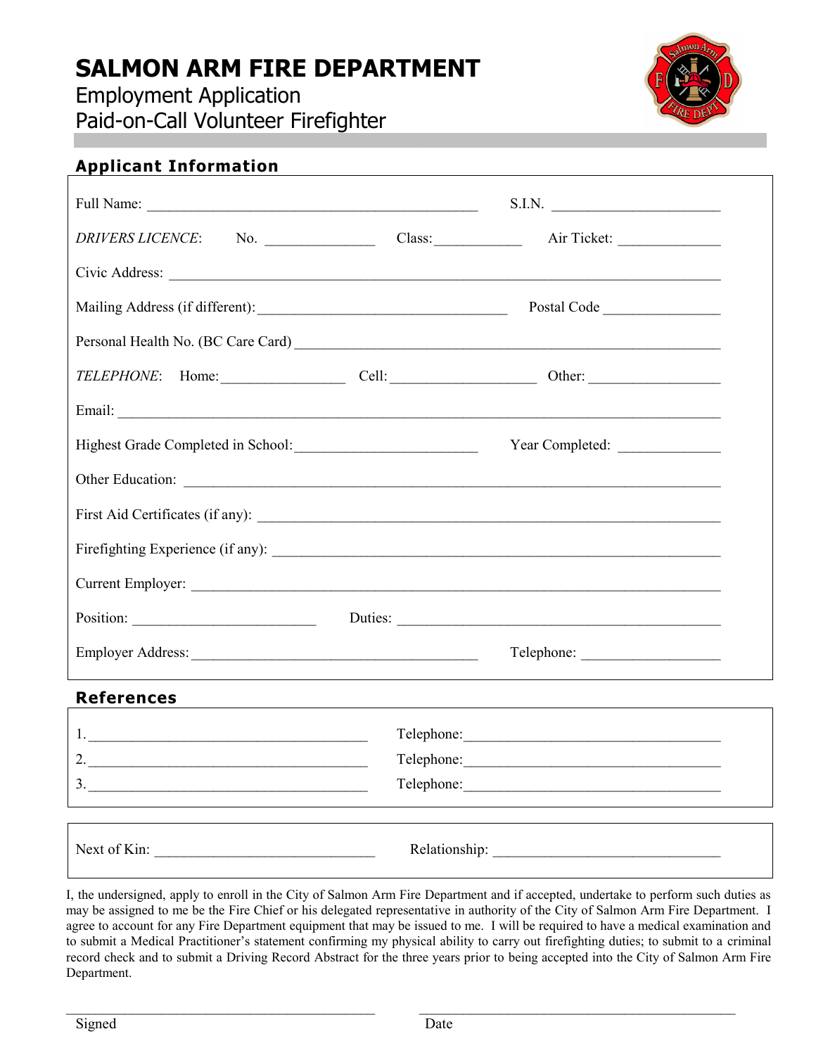# SALMON ARM FIRE DEPARTMENT

Employment Application

Paid-on-Call Volunteer Firefighter

## Applicant Information

Full Name: ______________________________ S.I.N. ____________________

*DRIVERS LICENCE*: No. ______________ Class: ___________ Air Ticket: _____________

Civic Address: ____________________________________________________________

Mailing Address (if different): ______________________________ Postal Code _______________

Personal Health No. (BC Care Card) ______________________________________________

*TELEPHONE*: Home: _______________ Cell: __________________ Other: ________________

Email: ____________________________________________________________________

Highest Grade Completed in School: ______________________ Year Completed: _____________

Other Education: ___________________________________________________________

First Aid Certificates (if any): ___________________________________________________

Firefighting Experience (if any): _________________________________________________

Current Employer: __________________________________________________________

Position: ______________________ Duties: _____________________________________

Employer Address: __________________________________ Telephone: _________________

## References

1. ____________________________________ Telephone: _________________________________
2. ____________________________________ Telephone: _________________________________
3. ____________________________________ Telephone: _________________________________

Next of Kin: ____________________________ Relationship: ______________________________

I, the undersigned, apply to enroll in the City of Salmon Arm Fire Department and if accepted, undertake to perform such duties as may be assigned to me be the Fire Chief or his delegated representative in authority of the City of Salmon Arm Fire Department. I agree to account for any Fire Department equipment that may be issued to me. I will be required to have a medical examination and to submit a Medical Practitioner's statement confirming my physical ability to carry out firefighting duties; to submit to a criminal record check and to submit a Driving Record Abstract for the three years prior to being accepted into the City of Salmon Arm Fire Department.

_________________________________________ _________________________________________

Signed Date